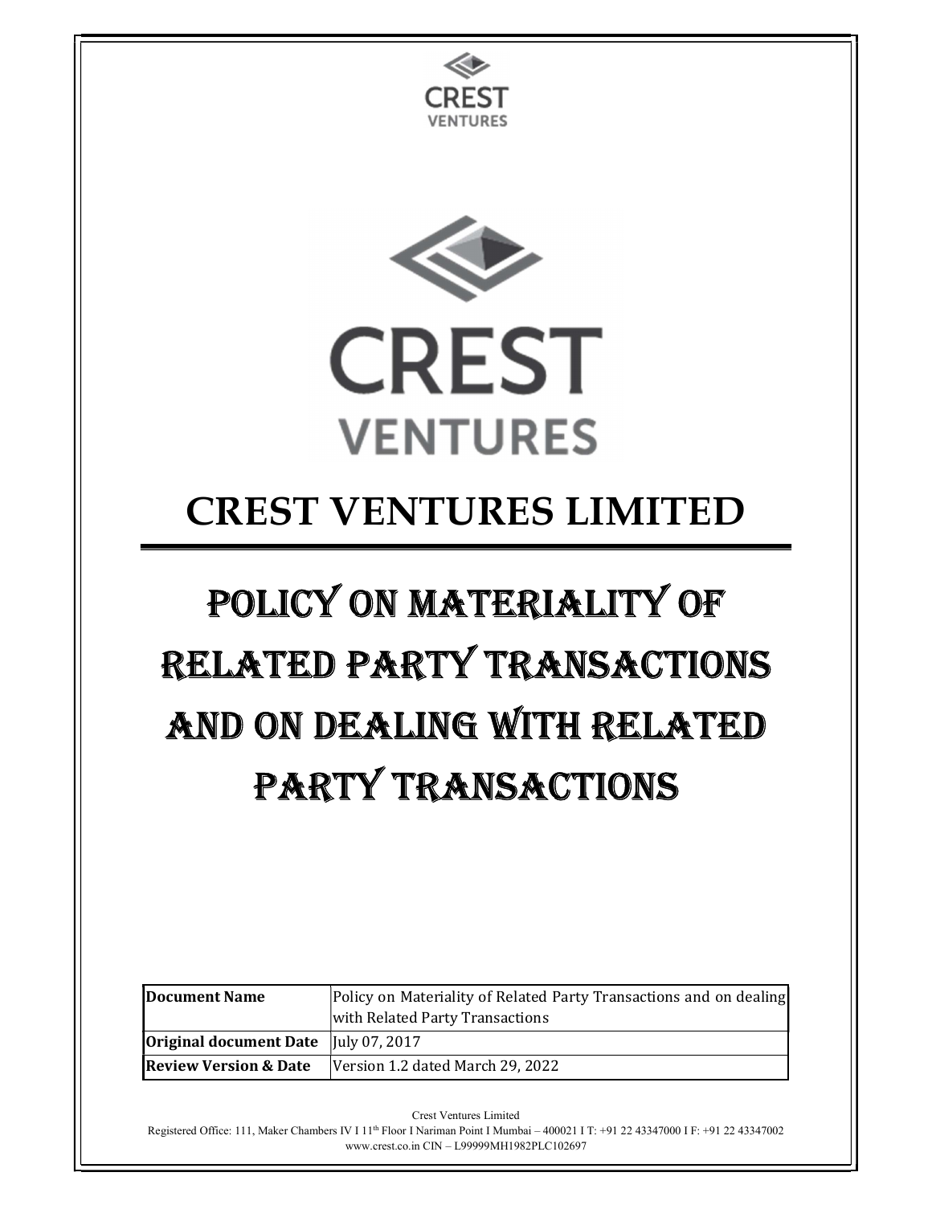# CREST VENTURES LIMITED

# POLICY ON MATERIALITY OF RELATED PARTY TRANSACTIONS AND ON DEALING WITH RELATED PARTY TRANSACTIONS

| **Document Name** | Policy on Materiality of Related Party Transactions and on dealing with Related Party Transactions |
|---|---|
| **Original document Date** | July 07, 2017 |
| **Review Version & Date** | Version 1.2 dated March 29, 2022 |

Crest Ventures Limited
Registered Office: 111, Maker Chambers IV I 11th Floor I Nariman Point I Mumbai – 400021 I T: +91 22 43347000 I F: +91 22 43347002
www.crest.co.in CIN – L99999MH1982PLC102697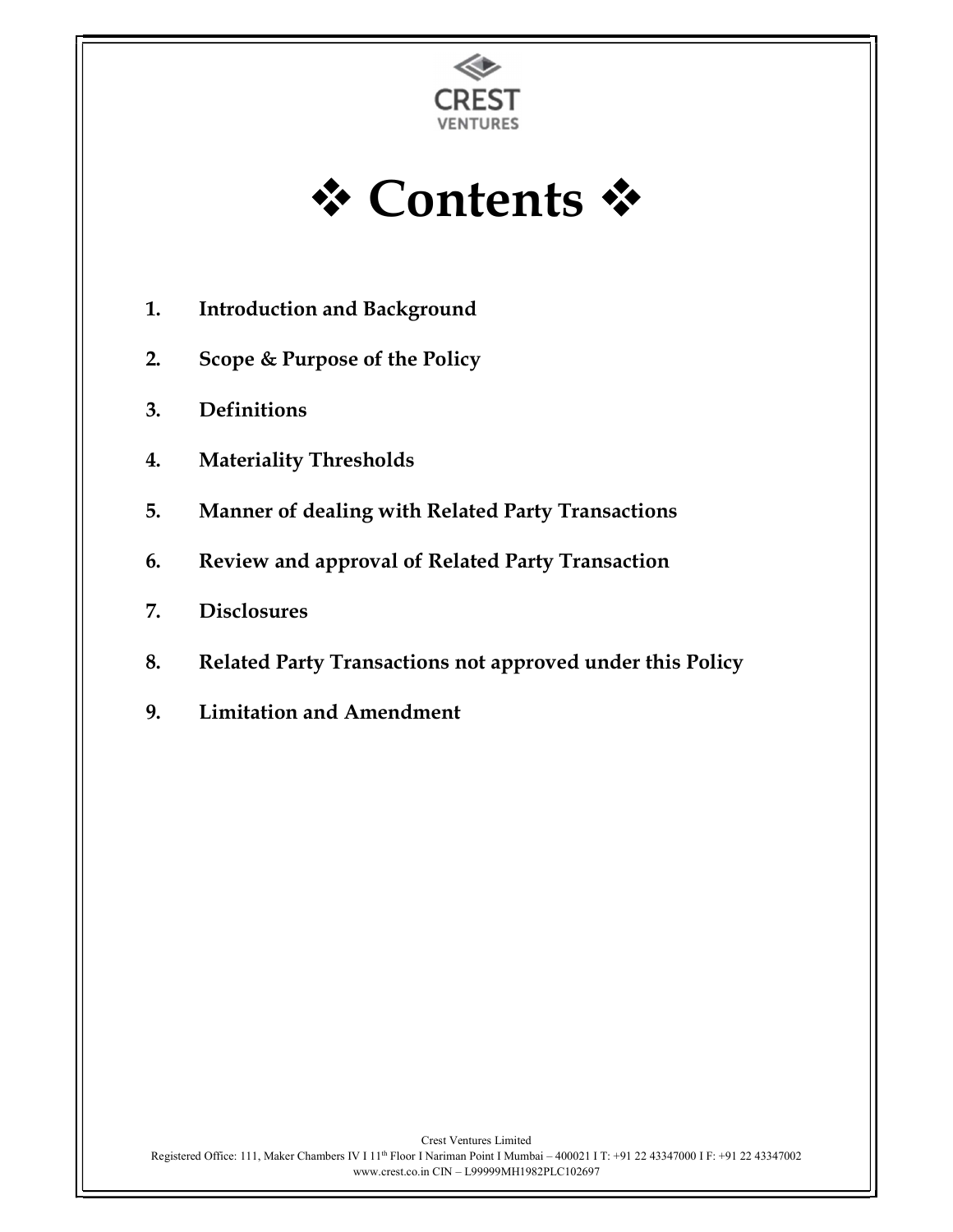# ❖ Contents ❖

1. **Introduction and Background**
2. **Scope & Purpose of the Policy**
3. **Definitions**
4. **Materiality Thresholds**
5. **Manner of dealing with Related Party Transactions**
6. **Review and approval of Related Party Transaction**
7. **Disclosures**
8. **Related Party Transactions not approved under this Policy**
9. **Limitation and Amendment**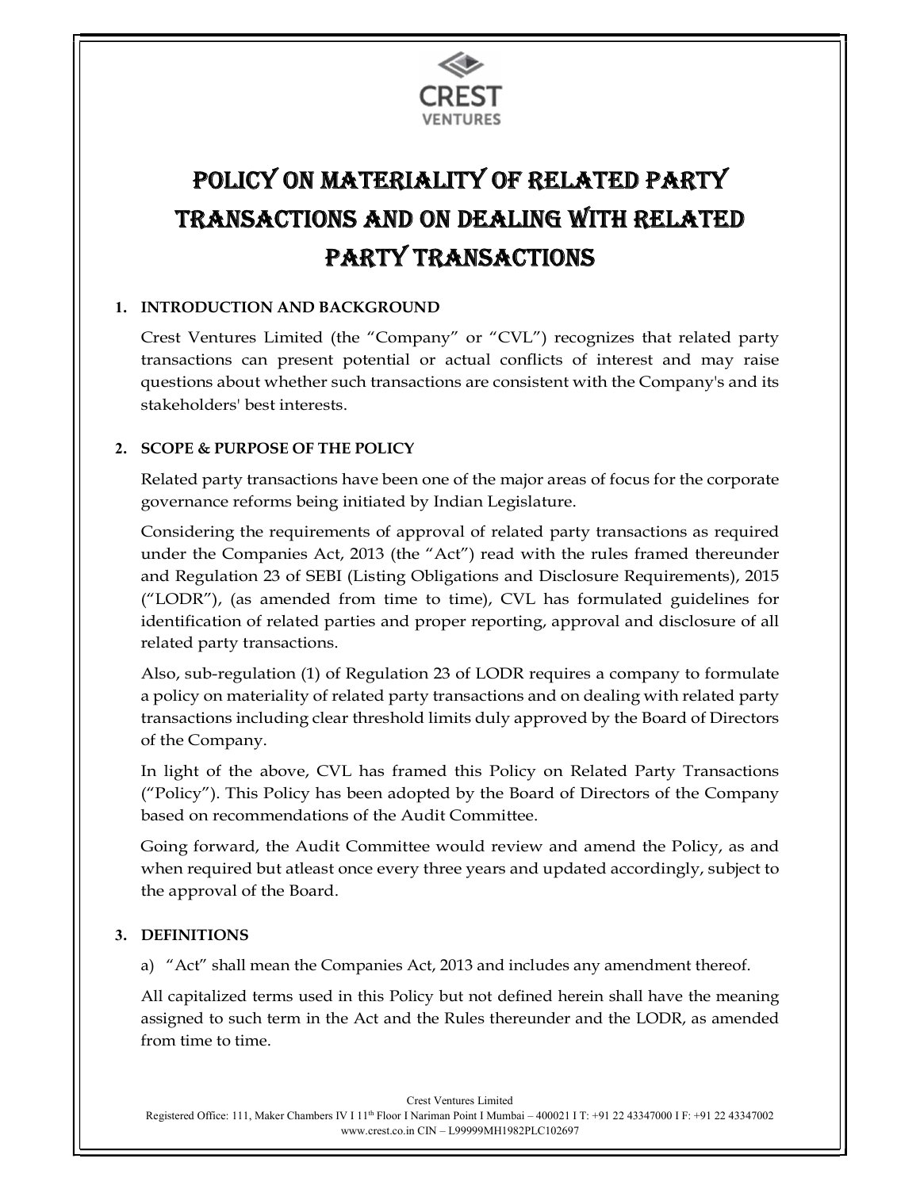# POLICY ON MATERIALITY OF RELATED PARTY TRANSACTIONS AND ON DEALING WITH RELATED PARTY TRANSACTIONS

## 1. INTRODUCTION AND BACKGROUND

Crest Ventures Limited (the "Company" or "CVL") recognizes that related party transactions can present potential or actual conflicts of interest and may raise questions about whether such transactions are consistent with the Company's and its stakeholders' best interests.

## 2. SCOPE & PURPOSE OF THE POLICY

Related party transactions have been one of the major areas of focus for the corporate governance reforms being initiated by Indian Legislature.

Considering the requirements of approval of related party transactions as required under the Companies Act, 2013 (the "Act") read with the rules framed thereunder and Regulation 23 of SEBI (Listing Obligations and Disclosure Requirements), 2015 ("LODR"), (as amended from time to time), CVL has formulated guidelines for identification of related parties and proper reporting, approval and disclosure of all related party transactions.

Also, sub-regulation (1) of Regulation 23 of LODR requires a company to formulate a policy on materiality of related party transactions and on dealing with related party transactions including clear threshold limits duly approved by the Board of Directors of the Company.

In light of the above, CVL has framed this Policy on Related Party Transactions ("Policy"). This Policy has been adopted by the Board of Directors of the Company based on recommendations of the Audit Committee.

Going forward, the Audit Committee would review and amend the Policy, as and when required but atleast once every three years and updated accordingly, subject to the approval of the Board.

## 3. DEFINITIONS

a) "Act" shall mean the Companies Act, 2013 and includes any amendment thereof.

All capitalized terms used in this Policy but not defined herein shall have the meaning assigned to such term in the Act and the Rules thereunder and the LODR, as amended from time to time.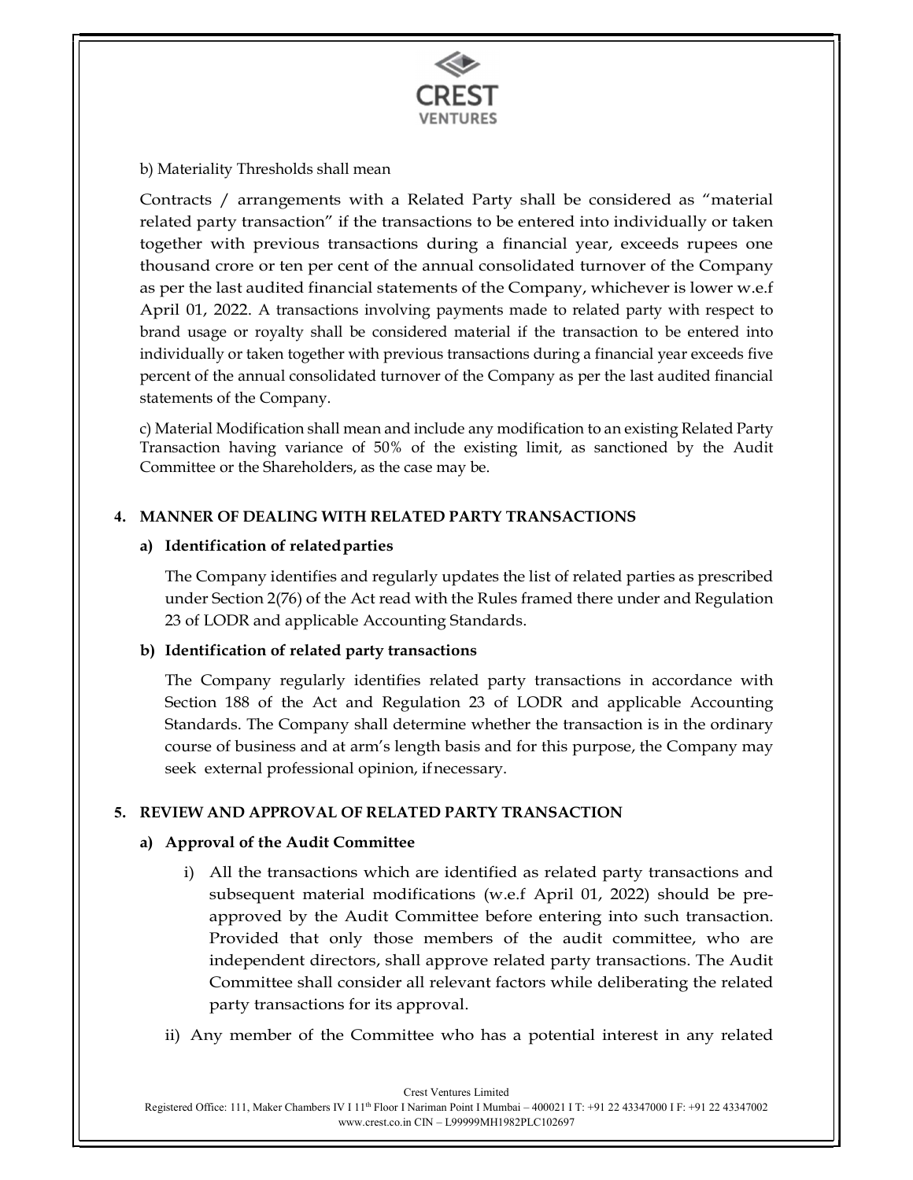b) Materiality Thresholds shall mean

Contracts / arrangements with a Related Party shall be considered as "material related party transaction" if the transactions to be entered into individually or taken together with previous transactions during a financial year, exceeds rupees one thousand crore or ten per cent of the annual consolidated turnover of the Company as per the last audited financial statements of the Company, whichever is lower w.e.f April 01, 2022. A transactions involving payments made to related party with respect to brand usage or royalty shall be considered material if the transaction to be entered into individually or taken together with previous transactions during a financial year exceeds five percent of the annual consolidated turnover of the Company as per the last audited financial statements of the Company.

c) Material Modification shall mean and include any modification to an existing Related Party Transaction having variance of 50% of the existing limit, as sanctioned by the Audit Committee or the Shareholders, as the case may be.

## 4. MANNER OF DEALING WITH RELATED PARTY TRANSACTIONS

### a) Identification of related parties

The Company identifies and regularly updates the list of related parties as prescribed under Section 2(76) of the Act read with the Rules framed there under and Regulation 23 of LODR and applicable Accounting Standards.

### b) Identification of related party transactions

The Company regularly identifies related party transactions in accordance with Section 188 of the Act and Regulation 23 of LODR and applicable Accounting Standards. The Company shall determine whether the transaction is in the ordinary course of business and at arm's length basis and for this purpose, the Company may seek external professional opinion, if necessary.

## 5. REVIEW AND APPROVAL OF RELATED PARTY TRANSACTION

### a) Approval of the Audit Committee

i) All the transactions which are identified as related party transactions and subsequent material modifications (w.e.f April 01, 2022) should be pre-approved by the Audit Committee before entering into such transaction. Provided that only those members of the audit committee, who are independent directors, shall approve related party transactions. The Audit Committee shall consider all relevant factors while deliberating the related party transactions for its approval.

ii) Any member of the Committee who has a potential interest in any related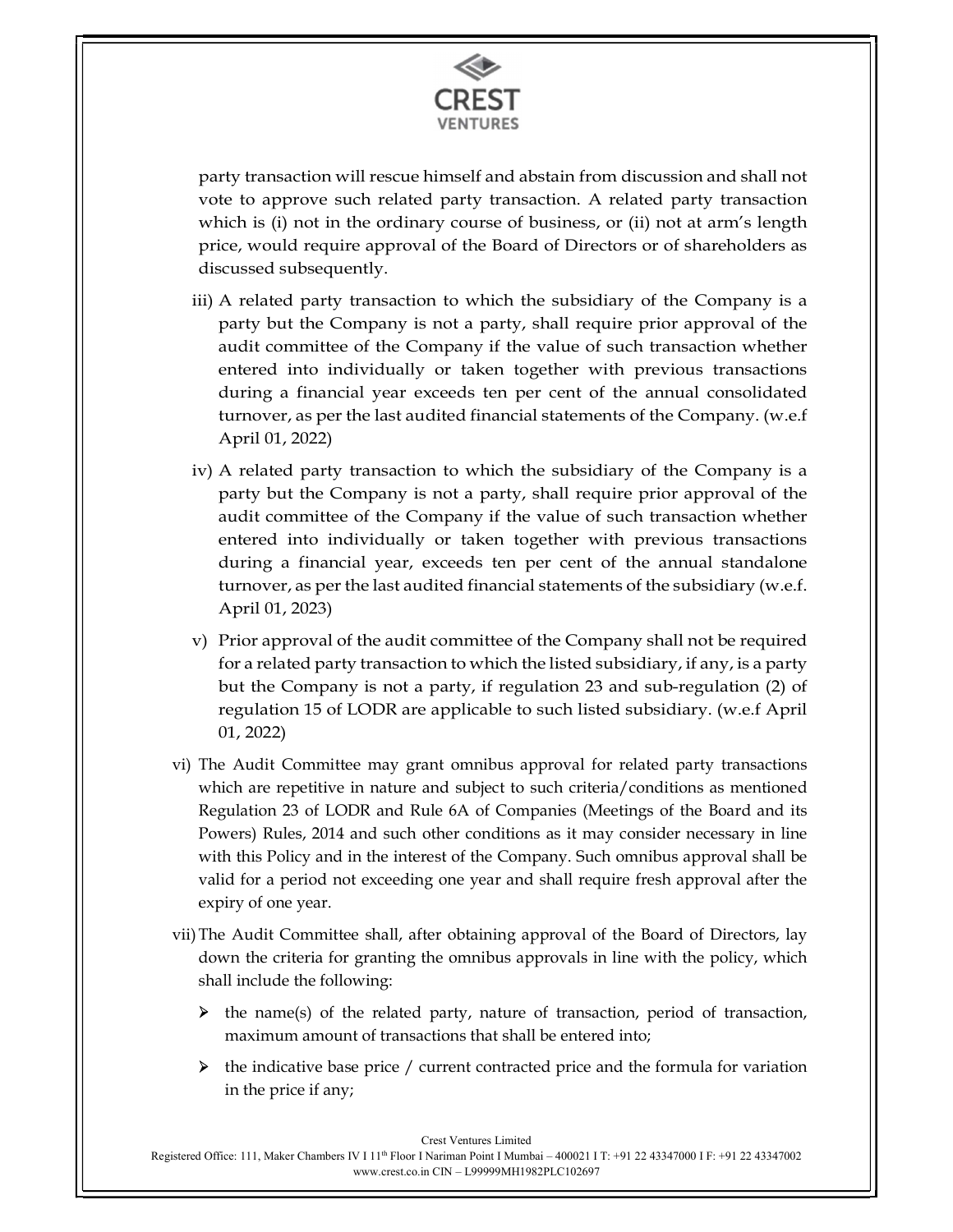party transaction will rescue himself and abstain from discussion and shall not vote to approve such related party transaction. A related party transaction which is (i) not in the ordinary course of business, or (ii) not at arm's length price, would require approval of the Board of Directors or of shareholders as discussed subsequently.

iii) A related party transaction to which the subsidiary of the Company is a party but the Company is not a party, shall require prior approval of the audit committee of the Company if the value of such transaction whether entered into individually or taken together with previous transactions during a financial year exceeds ten per cent of the annual consolidated turnover, as per the last audited financial statements of the Company. (w.e.f April 01, 2022)

iv) A related party transaction to which the subsidiary of the Company is a party but the Company is not a party, shall require prior approval of the audit committee of the Company if the value of such transaction whether entered into individually or taken together with previous transactions during a financial year, exceeds ten per cent of the annual standalone turnover, as per the last audited financial statements of the subsidiary (w.e.f. April 01, 2023)

v) Prior approval of the audit committee of the Company shall not be required for a related party transaction to which the listed subsidiary, if any, is a party but the Company is not a party, if regulation 23 and sub-regulation (2) of regulation 15 of LODR are applicable to such listed subsidiary. (w.e.f April 01, 2022)

vi) The Audit Committee may grant omnibus approval for related party transactions which are repetitive in nature and subject to such criteria/conditions as mentioned Regulation 23 of LODR and Rule 6A of Companies (Meetings of the Board and its Powers) Rules, 2014 and such other conditions as it may consider necessary in line with this Policy and in the interest of the Company. Such omnibus approval shall be valid for a period not exceeding one year and shall require fresh approval after the expiry of one year.

vii) The Audit Committee shall, after obtaining approval of the Board of Directors, lay down the criteria for granting the omnibus approvals in line with the policy, which shall include the following:

- the name(s) of the related party, nature of transaction, period of transaction, maximum amount of transactions that shall be entered into;
- the indicative base price / current contracted price and the formula for variation in the price if any;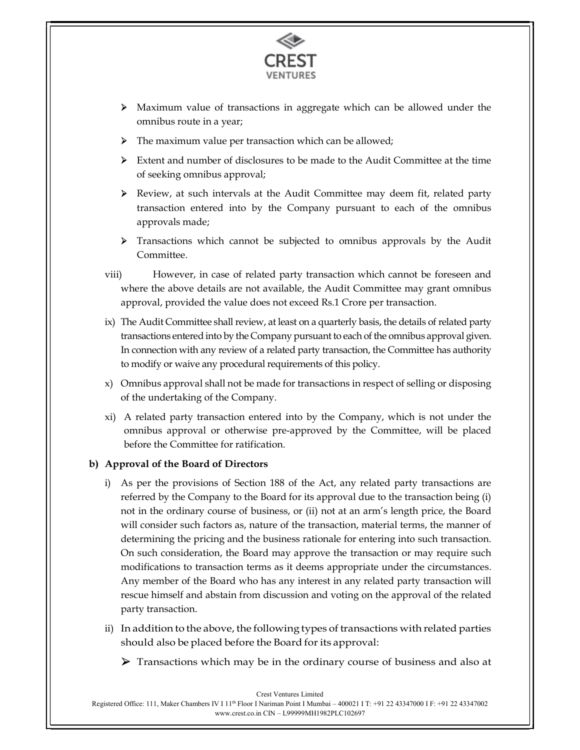- Maximum value of transactions in aggregate which can be allowed under the omnibus route in a year;
- The maximum value per transaction which can be allowed;
- Extent and number of disclosures to be made to the Audit Committee at the time of seeking omnibus approval;
- Review, at such intervals at the Audit Committee may deem fit, related party transaction entered into by the Company pursuant to each of the omnibus approvals made;
- Transactions which cannot be subjected to omnibus approvals by the Audit Committee.

viii) However, in case of related party transaction which cannot be foreseen and where the above details are not available, the Audit Committee may grant omnibus approval, provided the value does not exceed Rs.1 Crore per transaction.

ix) The Audit Committee shall review, at least on a quarterly basis, the details of related party transactions entered into by the Company pursuant to each of the omnibus approval given. In connection with any review of a related party transaction, the Committee has authority to modify or waive any procedural requirements of this policy.

x) Omnibus approval shall not be made for transactions in respect of selling or disposing of the undertaking of the Company.

xi) A related party transaction entered into by the Company, which is not under the omnibus approval or otherwise pre-approved by the Committee, will be placed before the Committee for ratification.

**b) Approval of the Board of Directors**

i) As per the provisions of Section 188 of the Act, any related party transactions are referred by the Company to the Board for its approval due to the transaction being (i) not in the ordinary course of business, or (ii) not at an arm's length price, the Board will consider such factors as, nature of the transaction, material terms, the manner of determining the pricing and the business rationale for entering into such transaction. On such consideration, the Board may approve the transaction or may require such modifications to transaction terms as it deems appropriate under the circumstances. Any member of the Board who has any interest in any related party transaction will rescue himself and abstain from discussion and voting on the approval of the related party transaction.

ii) In addition to the above, the following types of transactions with related parties should also be placed before the Board for its approval:

- Transactions which may be in the ordinary course of business and also at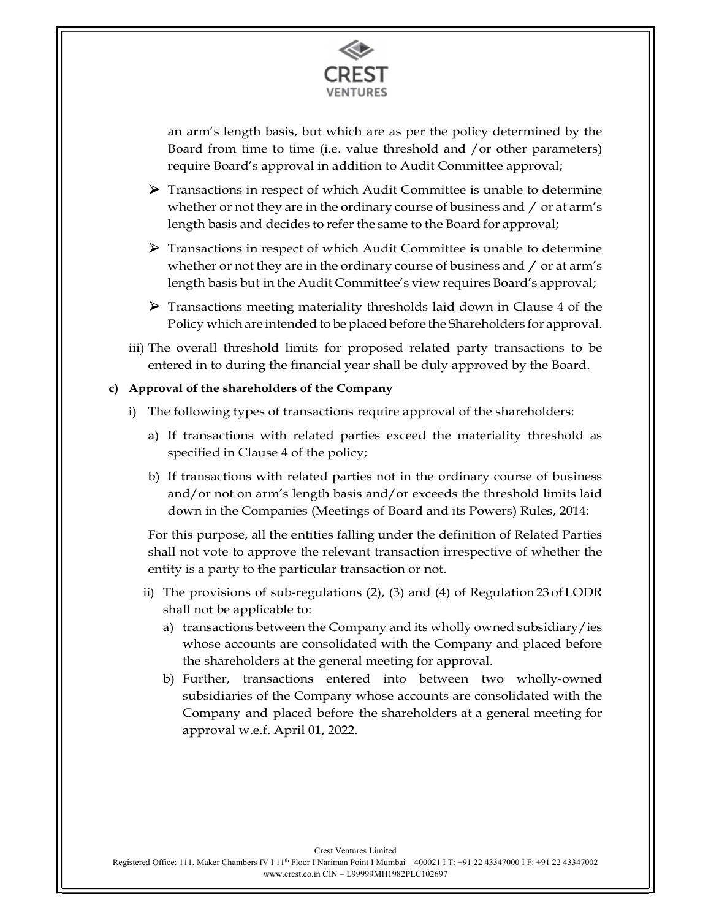an arm's length basis, but which are as per the policy determined by the Board from time to time (i.e. value threshold and /or other parameters) require Board's approval in addition to Audit Committee approval;

- Transactions in respect of which Audit Committee is unable to determine whether or not they are in the ordinary course of business and / or at arm's length basis and decides to refer the same to the Board for approval;
- Transactions in respect of which Audit Committee is unable to determine whether or not they are in the ordinary course of business and / or at arm's length basis but in the Audit Committee's view requires Board's approval;
- Transactions meeting materiality thresholds laid down in Clause 4 of the Policy which are intended to be placed before the Shareholders for approval.

iii) The overall threshold limits for proposed related party transactions to be entered in to during the financial year shall be duly approved by the Board.

**c) Approval of the shareholders of the Company**

i) The following types of transactions require approval of the shareholders:

a) If transactions with related parties exceed the materiality threshold as specified in Clause 4 of the policy;

b) If transactions with related parties not in the ordinary course of business and/or not on arm's length basis and/or exceeds the threshold limits laid down in the Companies (Meetings of Board and its Powers) Rules, 2014:

For this purpose, all the entities falling under the definition of Related Parties shall not vote to approve the relevant transaction irrespective of whether the entity is a party to the particular transaction or not.

ii) The provisions of sub-regulations (2), (3) and (4) of Regulation 23 of LODR shall not be applicable to:

a) transactions between the Company and its wholly owned subsidiary/ies whose accounts are consolidated with the Company and placed before the shareholders at the general meeting for approval.

b) Further, transactions entered into between two wholly-owned subsidiaries of the Company whose accounts are consolidated with the Company and placed before the shareholders at a general meeting for approval w.e.f. April 01, 2022.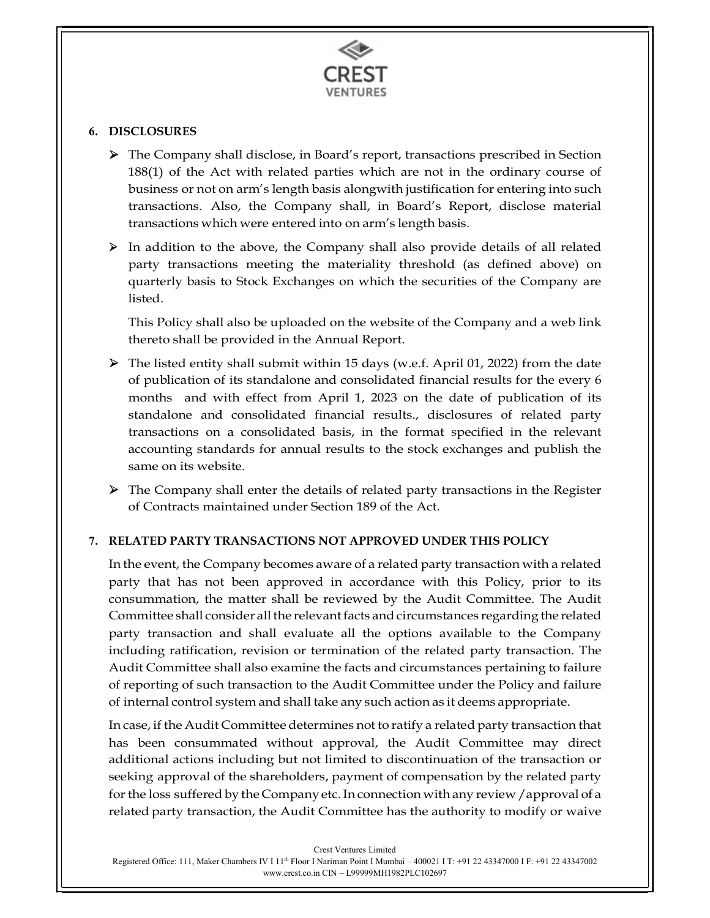## 6. DISCLOSURES

- The Company shall disclose, in Board's report, transactions prescribed in Section 188(1) of the Act with related parties which are not in the ordinary course of business or not on arm's length basis alongwith justification for entering into such transactions. Also, the Company shall, in Board's Report, disclose material transactions which were entered into on arm's length basis.

- In addition to the above, the Company shall also provide details of all related party transactions meeting the materiality threshold (as defined above) on quarterly basis to Stock Exchanges on which the securities of the Company are listed.

  This Policy shall also be uploaded on the website of the Company and a web link thereto shall be provided in the Annual Report.

- The listed entity shall submit within 15 days (w.e.f. April 01, 2022) from the date of publication of its standalone and consolidated financial results for the every 6 months and with effect from April 1, 2023 on the date of publication of its standalone and consolidated financial results., disclosures of related party transactions on a consolidated basis, in the format specified in the relevant accounting standards for annual results to the stock exchanges and publish the same on its website.

- The Company shall enter the details of related party transactions in the Register of Contracts maintained under Section 189 of the Act.

## 7. RELATED PARTY TRANSACTIONS NOT APPROVED UNDER THIS POLICY

In the event, the Company becomes aware of a related party transaction with a related party that has not been approved in accordance with this Policy, prior to its consummation, the matter shall be reviewed by the Audit Committee. The Audit Committee shall consider all the relevant facts and circumstances regarding the related party transaction and shall evaluate all the options available to the Company including ratification, revision or termination of the related party transaction. The Audit Committee shall also examine the facts and circumstances pertaining to failure of reporting of such transaction to the Audit Committee under the Policy and failure of internal control system and shall take any such action as it deems appropriate.

In case, if the Audit Committee determines not to ratify a related party transaction that has been consummated without approval, the Audit Committee may direct additional actions including but not limited to discontinuation of the transaction or seeking approval of the shareholders, payment of compensation by the related party for the loss suffered by the Company etc. In connection with any review / approval of a related party transaction, the Audit Committee has the authority to modify or waive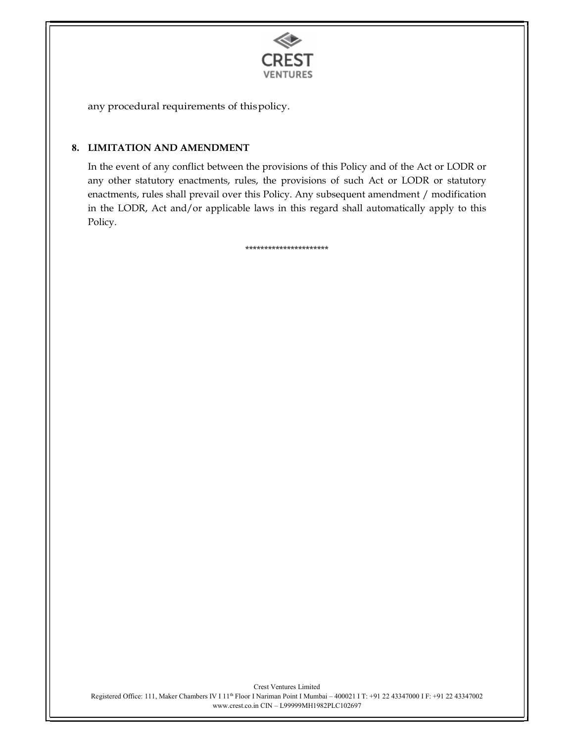any procedural requirements of thispolicy.

## 8. LIMITATION AND AMENDMENT

In the event of any conflict between the provisions of this Policy and of the Act or LODR or any other statutory enactments, rules, the provisions of such Act or LODR or statutory enactments, rules shall prevail over this Policy. Any subsequent amendment / modification in the LODR, Act and/or applicable laws in this regard shall automatically apply to this Policy.

**********************